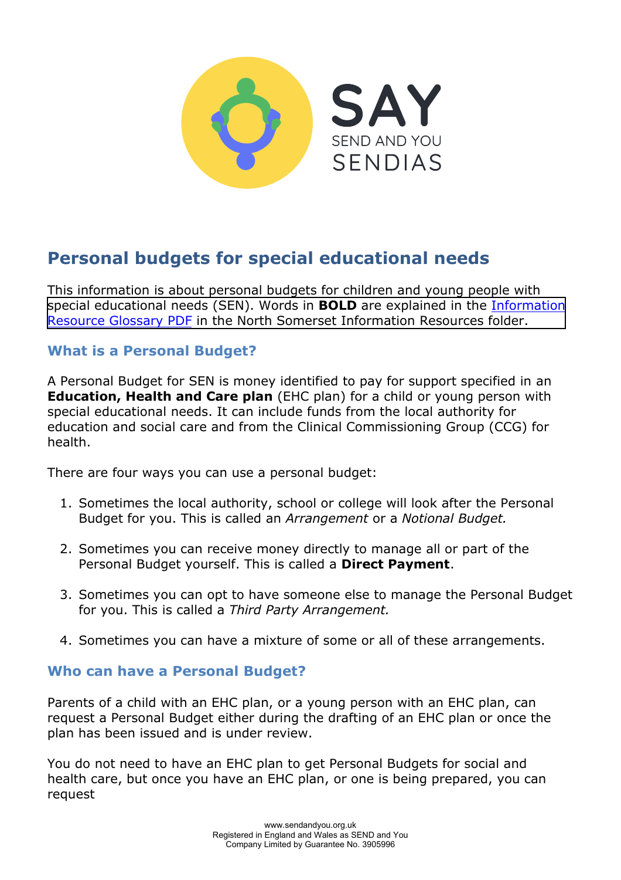# Personal budgets for special educational needs

This information is about personal budgets for children and young people with special educational needs (SEN). Words in **BOLD** are explained in the Information Resource Glossary PDF in the North Somerset Information Resources folder.

## What is a Personal Budget?

A Personal Budget for SEN is money identified to pay for support specified in an **Education, Health and Care plan** (EHC plan) for a child or young person with special educational needs. It can include funds from the local authority for education and social care and from the Clinical Commissioning Group (CCG) for health.

There are four ways you can use a personal budget:

1. Sometimes the local authority, school or college will look after the Personal Budget for you. This is called an *Arrangement* or a *Notional Budget.*

2. Sometimes you can receive money directly to manage all or part of the Personal Budget yourself. This is called a **Direct Payment**.

3. Sometimes you can opt to have someone else to manage the Personal Budget for you. This is called a *Third Party Arrangement.*

4. Sometimes you can have a mixture of some or all of these arrangements.

## Who can have a Personal Budget?

Parents of a child with an EHC plan, or a young person with an EHC plan, can request a Personal Budget either during the drafting of an EHC plan or once the plan has been issued and is under review.

You do not need to have an EHC plan to get Personal Budgets for social and health care, but once you have an EHC plan, or one is being prepared, you can request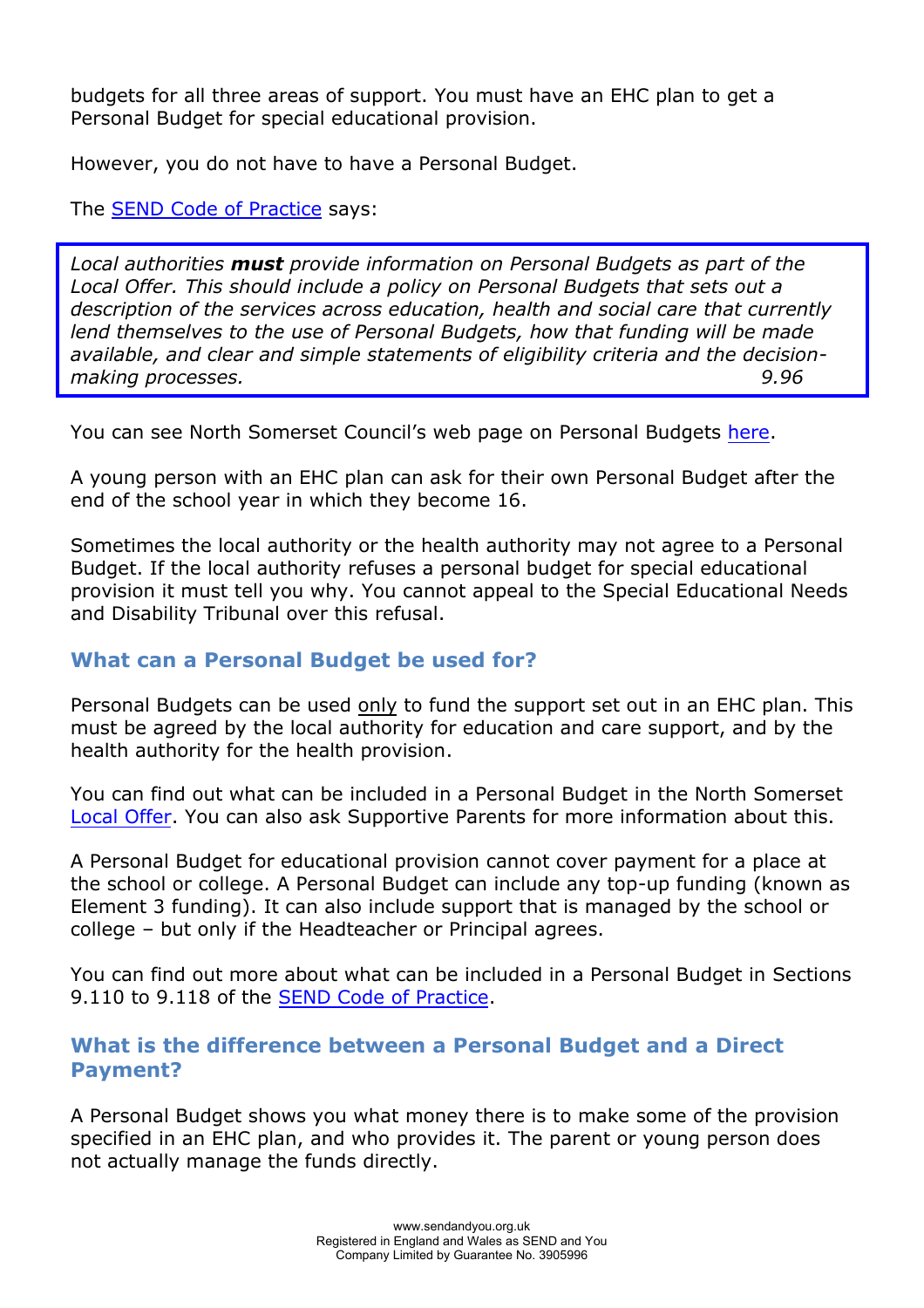budgets for all three areas of support. You must have an EHC plan to get a Personal Budget for special educational provision.

However, you do not have to have a Personal Budget.

The [SEND Code of Practice](#) says:

> *Local authorities **must** provide information on Personal Budgets as part of the Local Offer. This should include a policy on Personal Budgets that sets out a description of the services across education, health and social care that currently lend themselves to the use of Personal Budgets, how that funding will be made available, and clear and simple statements of eligibility criteria and the decision-making processes.* *9.96*

You can see North Somerset Council's web page on Personal Budgets [here](#).

A young person with an EHC plan can ask for their own Personal Budget after the end of the school year in which they become 16.

Sometimes the local authority or the health authority may not agree to a Personal Budget. If the local authority refuses a personal budget for special educational provision it must tell you why. You cannot appeal to the Special Educational Needs and Disability Tribunal over this refusal.

### What can a Personal Budget be used for?

Personal Budgets can be used <u>only</u> to fund the support set out in an EHC plan. This must be agreed by the local authority for education and care support, and by the health authority for the health provision.

You can find out what can be included in a Personal Budget in the North Somerset [Local Offer](#). You can also ask Supportive Parents for more information about this.

A Personal Budget for educational provision cannot cover payment for a place at the school or college. A Personal Budget can include any top-up funding (known as Element 3 funding). It can also include support that is managed by the school or college – but only if the Headteacher or Principal agrees.

You can find out more about what can be included in a Personal Budget in Sections 9.110 to 9.118 of the [SEND Code of Practice](#).

### What is the difference between a Personal Budget and a Direct Payment?

A Personal Budget shows you what money there is to make some of the provision specified in an EHC plan, and who provides it. The parent or young person does not actually manage the funds directly.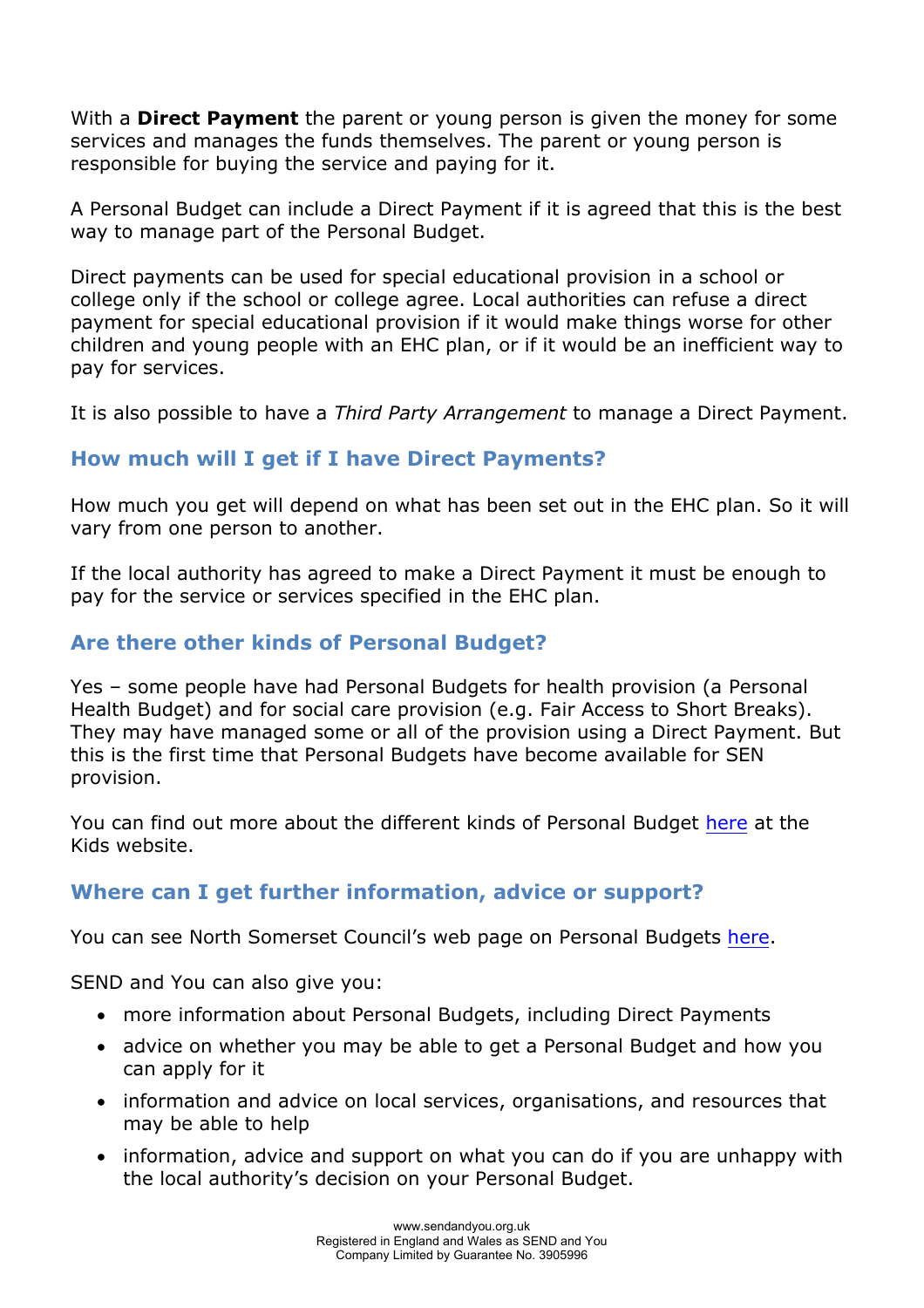With a **Direct Payment** the parent or young person is given the money for some services and manages the funds themselves. The parent or young person is responsible for buying the service and paying for it.

A Personal Budget can include a Direct Payment if it is agreed that this is the best way to manage part of the Personal Budget.

Direct payments can be used for special educational provision in a school or college only if the school or college agree. Local authorities can refuse a direct payment for special educational provision if it would make things worse for other children and young people with an EHC plan, or if it would be an inefficient way to pay for services.

It is also possible to have a *Third Party Arrangement* to manage a Direct Payment.

## How much will I get if I have Direct Payments?

How much you get will depend on what has been set out in the EHC plan. So it will vary from one person to another.

If the local authority has agreed to make a Direct Payment it must be enough to pay for the service or services specified in the EHC plan.

## Are there other kinds of Personal Budget?

Yes – some people have had Personal Budgets for health provision (a Personal Health Budget) and for social care provision (e.g. Fair Access to Short Breaks). They may have managed some or all of the provision using a Direct Payment. But this is the first time that Personal Budgets have become available for SEN provision.

You can find out more about the different kinds of Personal Budget here at the Kids website.

## Where can I get further information, advice or support?

You can see North Somerset Council's web page on Personal Budgets here.

SEND and You can also give you:

- more information about Personal Budgets, including Direct Payments
- advice on whether you may be able to get a Personal Budget and how you can apply for it
- information and advice on local services, organisations, and resources that may be able to help
- information, advice and support on what you can do if you are unhappy with the local authority's decision on your Personal Budget.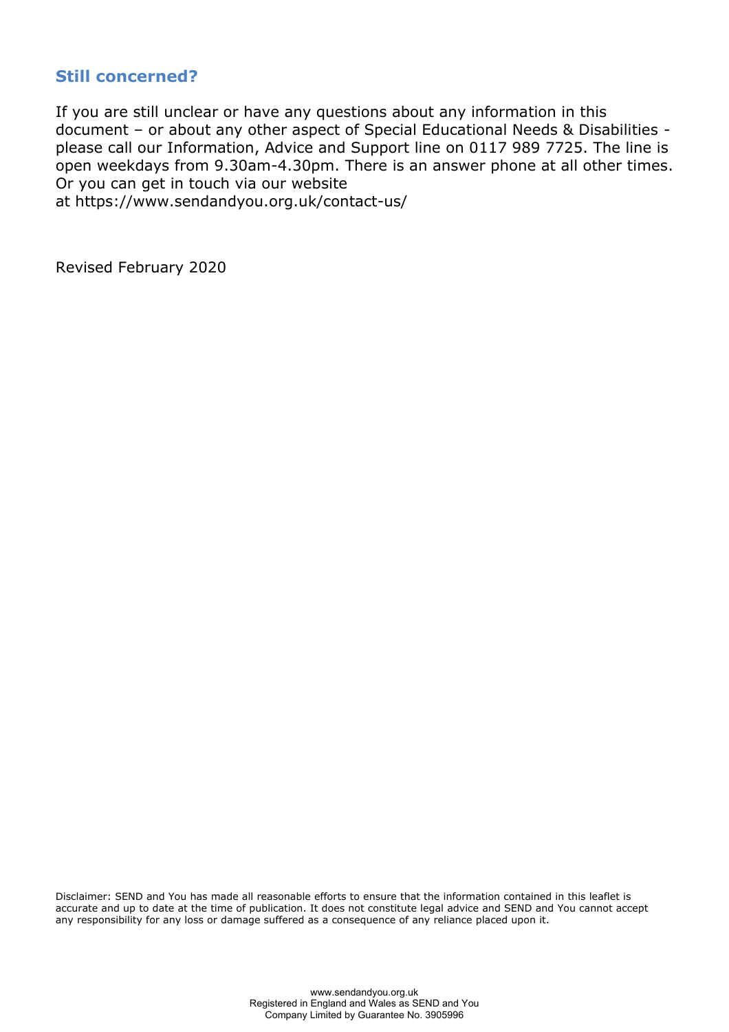## Still concerned?

If you are still unclear or have any questions about any information in this document – or about any other aspect of Special Educational Needs & Disabilities - please call our Information, Advice and Support line on 0117 989 7725. The line is open weekdays from 9.30am-4.30pm. There is an answer phone at all other times. Or you can get in touch via our website at https://www.sendandyou.org.uk/contact-us/

Revised February 2020

Disclaimer: SEND and You has made all reasonable efforts to ensure that the information contained in this leaflet is accurate and up to date at the time of publication. It does not constitute legal advice and SEND and You cannot accept any responsibility for any loss or damage suffered as a consequence of any reliance placed upon it.

www.sendandyou.org.uk
Registered in England and Wales as SEND and You
Company Limited by Guarantee No. 3905996